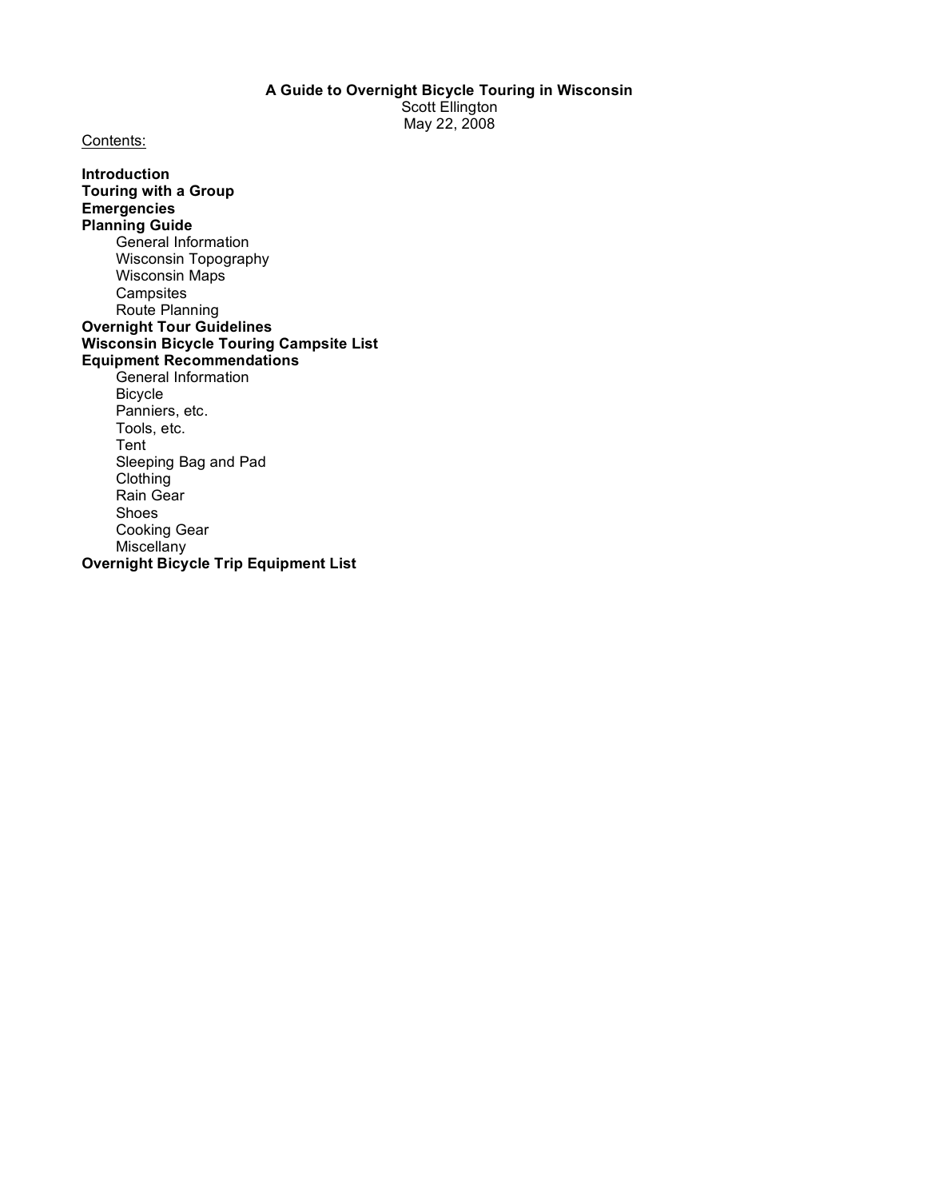# A Guide to Overnight Bicycle Touring in Wisconsin

Scott Ellington

May 22, 2008

Contents:

**Introduction**

**Touring with a Group**

**Emergencies**

**Planning Guide**

- General Information
- Wisconsin Topography
- Wisconsin Maps
- Campsites
- Route Planning

**Overnight Tour Guidelines**

**Wisconsin Bicycle Touring Campsite List**

**Equipment Recommendations**

- General Information
- Bicycle
- Panniers, etc.
- Tools, etc.
- Tent
- Sleeping Bag and Pad
- Clothing
- Rain Gear
- Shoes
- Cooking Gear
- Miscellany

**Overnight Bicycle Trip Equipment List**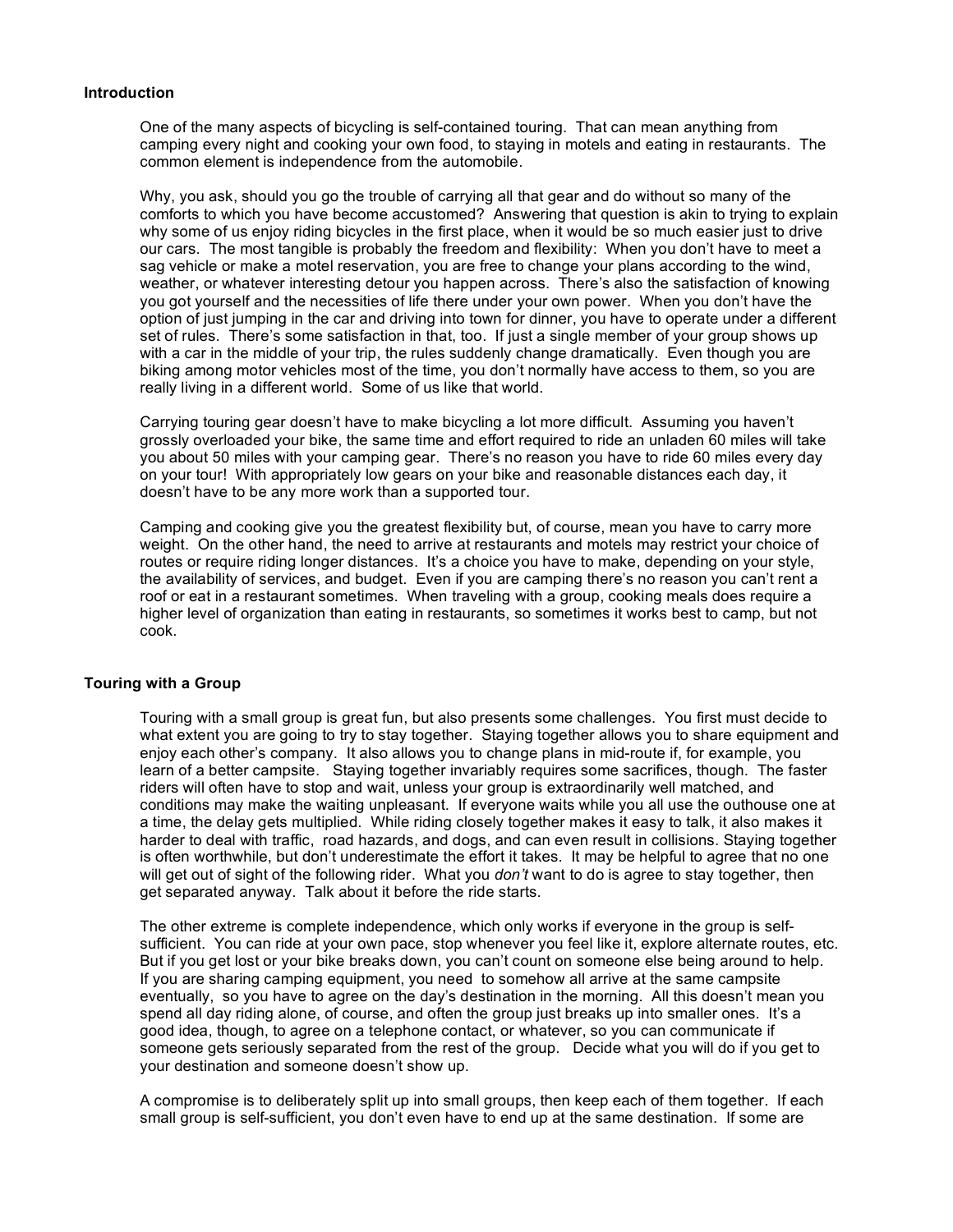## Introduction

One of the many aspects of bicycling is self-contained touring. That can mean anything from camping every night and cooking your own food, to staying in motels and eating in restaurants. The common element is independence from the automobile.

Why, you ask, should you go the trouble of carrying all that gear and do without so many of the comforts to which you have become accustomed? Answering that question is akin to trying to explain why some of us enjoy riding bicycles in the first place, when it would be so much easier just to drive our cars. The most tangible is probably the freedom and flexibility: When you don't have to meet a sag vehicle or make a motel reservation, you are free to change your plans according to the wind, weather, or whatever interesting detour you happen across. There's also the satisfaction of knowing you got yourself and the necessities of life there under your own power. When you don't have the option of just jumping in the car and driving into town for dinner, you have to operate under a different set of rules. There's some satisfaction in that, too. If just a single member of your group shows up with a car in the middle of your trip, the rules suddenly change dramatically. Even though you are biking among motor vehicles most of the time, you don't normally have access to them, so you are really living in a different world. Some of us like that world.

Carrying touring gear doesn't have to make bicycling a lot more difficult. Assuming you haven't grossly overloaded your bike, the same time and effort required to ride an unladen 60 miles will take you about 50 miles with your camping gear. There's no reason you have to ride 60 miles every day on your tour! With appropriately low gears on your bike and reasonable distances each day, it doesn't have to be any more work than a supported tour.

Camping and cooking give you the greatest flexibility but, of course, mean you have to carry more weight. On the other hand, the need to arrive at restaurants and motels may restrict your choice of routes or require riding longer distances. It's a choice you have to make, depending on your style, the availability of services, and budget. Even if you are camping there's no reason you can't rent a roof or eat in a restaurant sometimes. When traveling with a group, cooking meals does require a higher level of organization than eating in restaurants, so sometimes it works best to camp, but not cook.

## Touring with a Group

Touring with a small group is great fun, but also presents some challenges. You first must decide to what extent you are going to try to stay together. Staying together allows you to share equipment and enjoy each other's company. It also allows you to change plans in mid-route if, for example, you learn of a better campsite. Staying together invariably requires some sacrifices, though. The faster riders will often have to stop and wait, unless your group is extraordinarily well matched, and conditions may make the waiting unpleasant. If everyone waits while you all use the outhouse one at a time, the delay gets multiplied. While riding closely together makes it easy to talk, it also makes it harder to deal with traffic, road hazards, and dogs, and can even result in collisions. Staying together is often worthwhile, but don't underestimate the effort it takes. It may be helpful to agree that no one will get out of sight of the following rider. What you *don't* want to do is agree to stay together, then get separated anyway. Talk about it before the ride starts.

The other extreme is complete independence, which only works if everyone in the group is self-sufficient. You can ride at your own pace, stop whenever you feel like it, explore alternate routes, etc. But if you get lost or your bike breaks down, you can't count on someone else being around to help. If you are sharing camping equipment, you need to somehow all arrive at the same campsite eventually, so you have to agree on the day's destination in the morning. All this doesn't mean you spend all day riding alone, of course, and often the group just breaks up into smaller ones. It's a good idea, though, to agree on a telephone contact, or whatever, so you can communicate if someone gets seriously separated from the rest of the group. Decide what you will do if you get to your destination and someone doesn't show up.

A compromise is to deliberately split up into small groups, then keep each of them together. If each small group is self-sufficient, you don't even have to end up at the same destination. If some are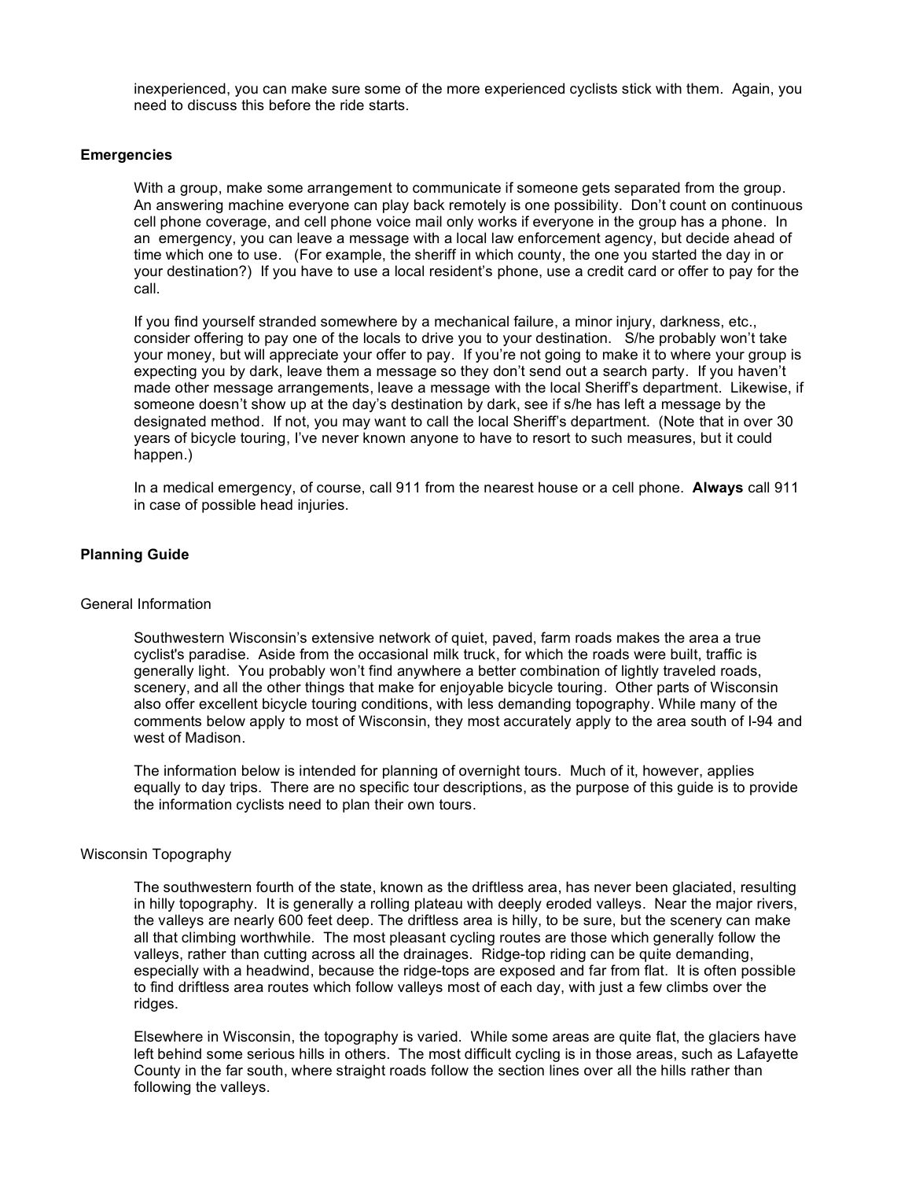inexperienced, you can make sure some of the more experienced cyclists stick with them. Again, you need to discuss this before the ride starts.

## Emergencies

With a group, make some arrangement to communicate if someone gets separated from the group. An answering machine everyone can play back remotely is one possibility. Don't count on continuous cell phone coverage, and cell phone voice mail only works if everyone in the group has a phone. In an emergency, you can leave a message with a local law enforcement agency, but decide ahead of time which one to use. (For example, the sheriff in which county, the one you started the day in or your destination?) If you have to use a local resident's phone, use a credit card or offer to pay for the call.

If you find yourself stranded somewhere by a mechanical failure, a minor injury, darkness, etc., consider offering to pay one of the locals to drive you to your destination. S/he probably won't take your money, but will appreciate your offer to pay. If you're not going to make it to where your group is expecting you by dark, leave them a message so they don't send out a search party. If you haven't made other message arrangements, leave a message with the local Sheriff's department. Likewise, if someone doesn't show up at the day's destination by dark, see if s/he has left a message by the designated method. If not, you may want to call the local Sheriff's department. (Note that in over 30 years of bicycle touring, I've never known anyone to have to resort to such measures, but it could happen.)

In a medical emergency, of course, call 911 from the nearest house or a cell phone. **Always** call 911 in case of possible head injuries.

## Planning Guide

### General Information

Southwestern Wisconsin's extensive network of quiet, paved, farm roads makes the area a true cyclist's paradise. Aside from the occasional milk truck, for which the roads were built, traffic is generally light. You probably won't find anywhere a better combination of lightly traveled roads, scenery, and all the other things that make for enjoyable bicycle touring. Other parts of Wisconsin also offer excellent bicycle touring conditions, with less demanding topography. While many of the comments below apply to most of Wisconsin, they most accurately apply to the area south of I-94 and west of Madison.

The information below is intended for planning of overnight tours. Much of it, however, applies equally to day trips. There are no specific tour descriptions, as the purpose of this guide is to provide the information cyclists need to plan their own tours.

### Wisconsin Topography

The southwestern fourth of the state, known as the driftless area, has never been glaciated, resulting in hilly topography. It is generally a rolling plateau with deeply eroded valleys. Near the major rivers, the valleys are nearly 600 feet deep. The driftless area is hilly, to be sure, but the scenery can make all that climbing worthwhile. The most pleasant cycling routes are those which generally follow the valleys, rather than cutting across all the drainages. Ridge-top riding can be quite demanding, especially with a headwind, because the ridge-tops are exposed and far from flat. It is often possible to find driftless area routes which follow valleys most of each day, with just a few climbs over the ridges.

Elsewhere in Wisconsin, the topography is varied. While some areas are quite flat, the glaciers have left behind some serious hills in others. The most difficult cycling is in those areas, such as Lafayette County in the far south, where straight roads follow the section lines over all the hills rather than following the valleys.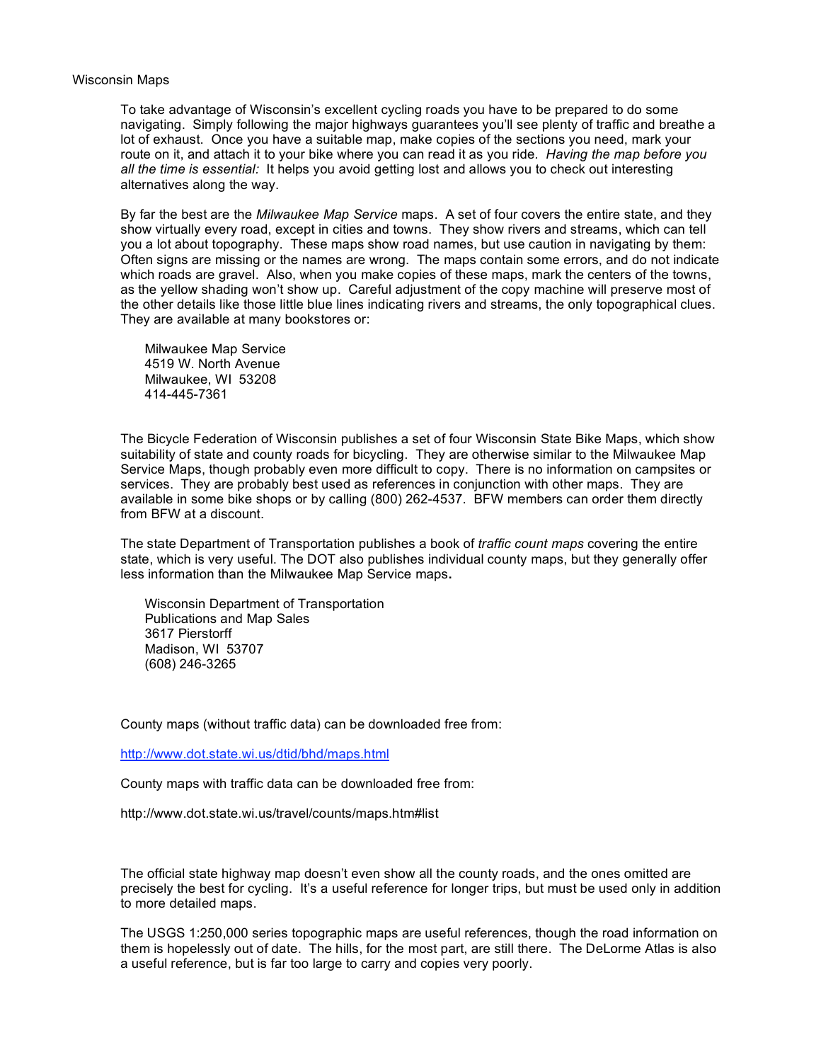# Wisconsin Maps

To take advantage of Wisconsin's excellent cycling roads you have to be prepared to do some navigating. Simply following the major highways guarantees you'll see plenty of traffic and breathe a lot of exhaust. Once you have a suitable map, make copies of the sections you need, mark your route on it, and attach it to your bike where you can read it as you ride. *Having the map before you all the time is essential:* It helps you avoid getting lost and allows you to check out interesting alternatives along the way.

By far the best are the *Milwaukee Map Service* maps. A set of four covers the entire state, and they show virtually every road, except in cities and towns. They show rivers and streams, which can tell you a lot about topography. These maps show road names, but use caution in navigating by them: Often signs are missing or the names are wrong. The maps contain some errors, and do not indicate which roads are gravel. Also, when you make copies of these maps, mark the centers of the towns, as the yellow shading won't show up. Careful adjustment of the copy machine will preserve most of the other details like those little blue lines indicating rivers and streams, the only topographical clues. They are available at many bookstores or:

Milwaukee Map Service  
4519 W. North Avenue  
Milwaukee, WI 53208  
414-445-7361

The Bicycle Federation of Wisconsin publishes a set of four Wisconsin State Bike Maps, which show suitability of state and county roads for bicycling. They are otherwise similar to the Milwaukee Map Service Maps, though probably even more difficult to copy. There is no information on campsites or services. They are probably best used as references in conjunction with other maps. They are available in some bike shops or by calling (800) 262-4537. BFW members can order them directly from BFW at a discount.

The state Department of Transportation publishes a book of *traffic count maps* covering the entire state, which is very useful. The DOT also publishes individual county maps, but they generally offer less information than the Milwaukee Map Service maps**.**

Wisconsin Department of Transportation  
Publications and Map Sales  
3617 Pierstorff  
Madison, WI 53707  
(608) 246-3265

County maps (without traffic data) can be downloaded free from:

http://www.dot.state.wi.us/dtid/bhd/maps.html

County maps with traffic data can be downloaded free from:

http://www.dot.state.wi.us/travel/counts/maps.htm#list

The official state highway map doesn't even show all the county roads, and the ones omitted are precisely the best for cycling. It's a useful reference for longer trips, but must be used only in addition to more detailed maps.

The USGS 1:250,000 series topographic maps are useful references, though the road information on them is hopelessly out of date. The hills, for the most part, are still there. The DeLorme Atlas is also a useful reference, but is far too large to carry and copies very poorly.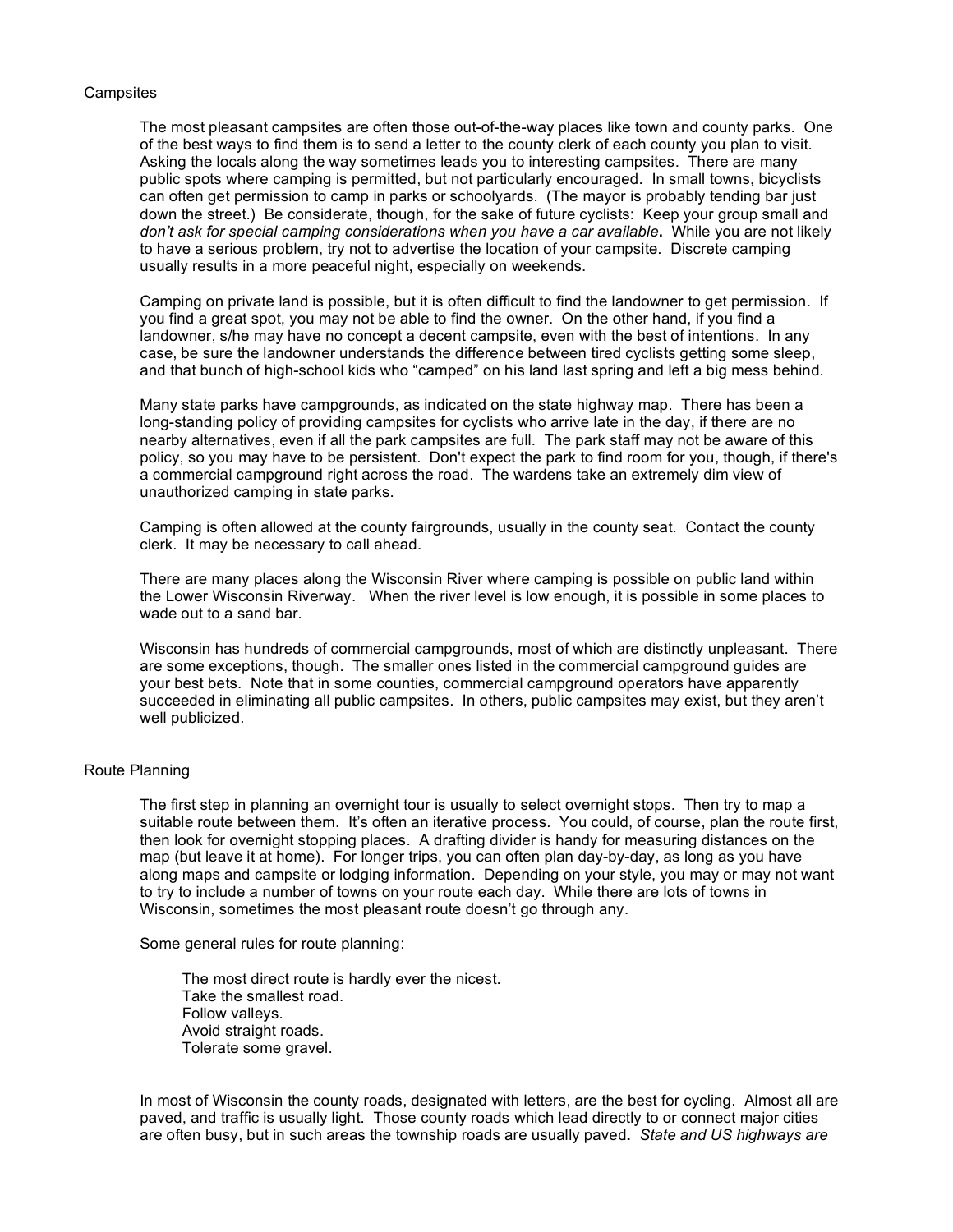## Campsites

The most pleasant campsites are often those out-of-the-way places like town and county parks. One of the best ways to find them is to send a letter to the county clerk of each county you plan to visit. Asking the locals along the way sometimes leads you to interesting campsites. There are many public spots where camping is permitted, but not particularly encouraged. In small towns, bicyclists can often get permission to camp in parks or schoolyards. (The mayor is probably tending bar just down the street.) Be considerate, though, for the sake of future cyclists: Keep your group small and *don't ask for special camping considerations when you have a car available***.** While you are not likely to have a serious problem, try not to advertise the location of your campsite. Discrete camping usually results in a more peaceful night, especially on weekends.

Camping on private land is possible, but it is often difficult to find the landowner to get permission. If you find a great spot, you may not be able to find the owner. On the other hand, if you find a landowner, s/he may have no concept a decent campsite, even with the best of intentions. In any case, be sure the landowner understands the difference between tired cyclists getting some sleep, and that bunch of high-school kids who "camped" on his land last spring and left a big mess behind.

Many state parks have campgrounds, as indicated on the state highway map. There has been a long-standing policy of providing campsites for cyclists who arrive late in the day, if there are no nearby alternatives, even if all the park campsites are full. The park staff may not be aware of this policy, so you may have to be persistent. Don't expect the park to find room for you, though, if there's a commercial campground right across the road. The wardens take an extremely dim view of unauthorized camping in state parks.

Camping is often allowed at the county fairgrounds, usually in the county seat. Contact the county clerk. It may be necessary to call ahead.

There are many places along the Wisconsin River where camping is possible on public land within the Lower Wisconsin Riverway. When the river level is low enough, it is possible in some places to wade out to a sand bar.

Wisconsin has hundreds of commercial campgrounds, most of which are distinctly unpleasant. There are some exceptions, though. The smaller ones listed in the commercial campground guides are your best bets. Note that in some counties, commercial campground operators have apparently succeeded in eliminating all public campsites. In others, public campsites may exist, but they aren't well publicized.

## Route Planning

The first step in planning an overnight tour is usually to select overnight stops. Then try to map a suitable route between them. It's often an iterative process. You could, of course, plan the route first, then look for overnight stopping places. A drafting divider is handy for measuring distances on the map (but leave it at home). For longer trips, you can often plan day-by-day, as long as you have along maps and campsite or lodging information. Depending on your style, you may or may not want to try to include a number of towns on your route each day. While there are lots of towns in Wisconsin, sometimes the most pleasant route doesn't go through any.

Some general rules for route planning:

- The most direct route is hardly ever the nicest.
- Take the smallest road.
- Follow valleys.
- Avoid straight roads.
- Tolerate some gravel.

In most of Wisconsin the county roads, designated with letters, are the best for cycling. Almost all are paved, and traffic is usually light. Those county roads which lead directly to or connect major cities are often busy, but in such areas the township roads are usually paved**.** *State and US highways are*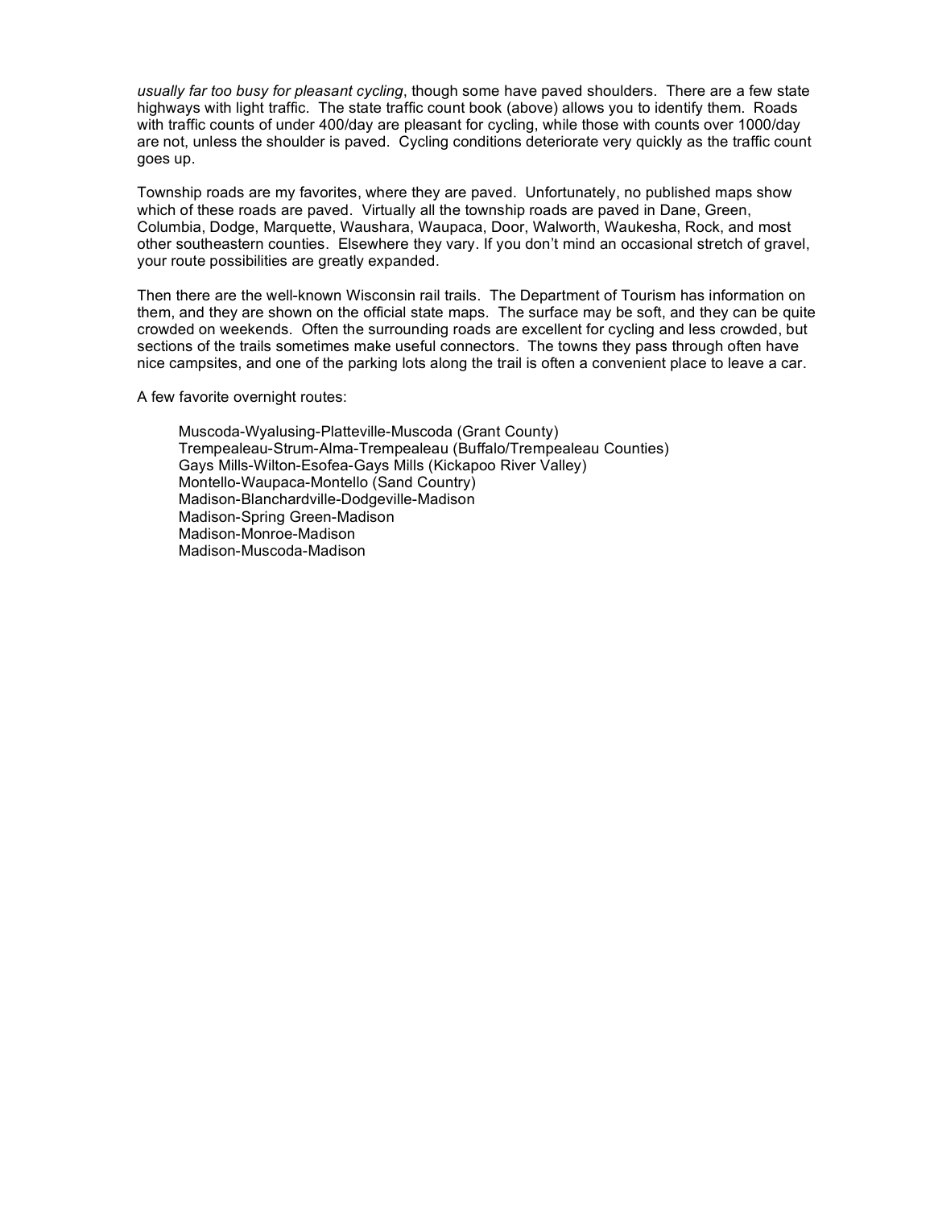*usually far too busy for pleasant cycling*, though some have paved shoulders. There are a few state highways with light traffic. The state traffic count book (above) allows you to identify them. Roads with traffic counts of under 400/day are pleasant for cycling, while those with counts over 1000/day are not, unless the shoulder is paved. Cycling conditions deteriorate very quickly as the traffic count goes up.

Township roads are my favorites, where they are paved. Unfortunately, no published maps show which of these roads are paved. Virtually all the township roads are paved in Dane, Green, Columbia, Dodge, Marquette, Waushara, Waupaca, Door, Walworth, Waukesha, Rock, and most other southeastern counties. Elsewhere they vary. If you don't mind an occasional stretch of gravel, your route possibilities are greatly expanded.

Then there are the well-known Wisconsin rail trails. The Department of Tourism has information on them, and they are shown on the official state maps. The surface may be soft, and they can be quite crowded on weekends. Often the surrounding roads are excellent for cycling and less crowded, but sections of the trails sometimes make useful connectors. The towns they pass through often have nice campsites, and one of the parking lots along the trail is often a convenient place to leave a car.

A few favorite overnight routes:

- Muscoda-Wyalusing-Platteville-Muscoda (Grant County)
- Trempealeau-Strum-Alma-Trempealeau (Buffalo/Trempealeau Counties)
- Gays Mills-Wilton-Esofea-Gays Mills (Kickapoo River Valley)
- Montello-Waupaca-Montello (Sand Country)
- Madison-Blanchardville-Dodgeville-Madison
- Madison-Spring Green-Madison
- Madison-Monroe-Madison
- Madison-Muscoda-Madison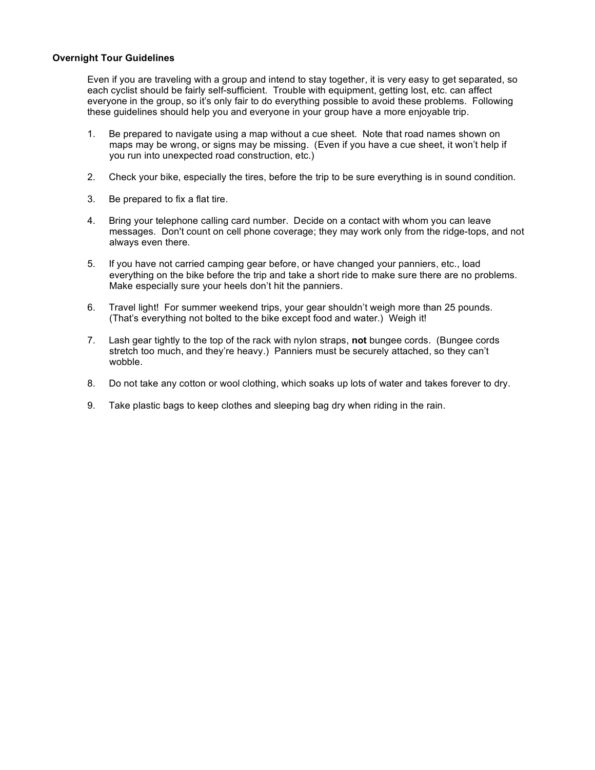## Overnight Tour Guidelines

Even if you are traveling with a group and intend to stay together, it is very easy to get separated, so each cyclist should be fairly self-sufficient. Trouble with equipment, getting lost, etc. can affect everyone in the group, so it's only fair to do everything possible to avoid these problems. Following these guidelines should help you and everyone in your group have a more enjoyable trip.

1. Be prepared to navigate using a map without a cue sheet. Note that road names shown on maps may be wrong, or signs may be missing. (Even if you have a cue sheet, it won't help if you run into unexpected road construction, etc.)

2. Check your bike, especially the tires, before the trip to be sure everything is in sound condition.

3. Be prepared to fix a flat tire.

4. Bring your telephone calling card number. Decide on a contact with whom you can leave messages. Don't count on cell phone coverage; they may work only from the ridge-tops, and not always even there.

5. If you have not carried camping gear before, or have changed your panniers, etc., load everything on the bike before the trip and take a short ride to make sure there are no problems. Make especially sure your heels don't hit the panniers.

6. Travel light! For summer weekend trips, your gear shouldn't weigh more than 25 pounds. (That's everything not bolted to the bike except food and water.) Weigh it!

7. Lash gear tightly to the top of the rack with nylon straps, **not** bungee cords. (Bungee cords stretch too much, and they're heavy.) Panniers must be securely attached, so they can't wobble.

8. Do not take any cotton or wool clothing, which soaks up lots of water and takes forever to dry.

9. Take plastic bags to keep clothes and sleeping bag dry when riding in the rain.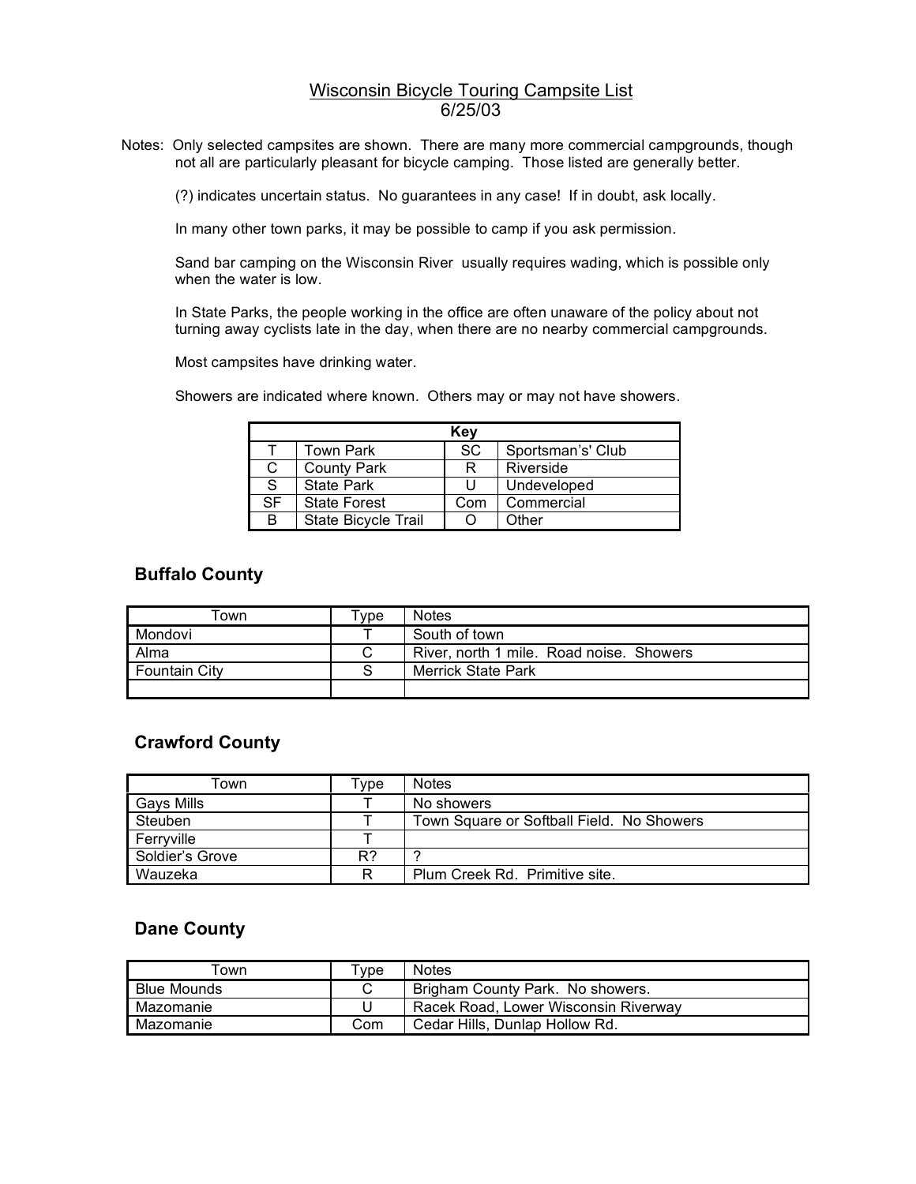# Wisconsin Bicycle Touring Campsite List
6/25/03

Notes: Only selected campsites are shown. There are many more commercial campgrounds, though not all are particularly pleasant for bicycle camping. Those listed are generally better.

(?) indicates uncertain status. No guarantees in any case! If in doubt, ask locally.

In many other town parks, it may be possible to camp if you ask permission.

Sand bar camping on the Wisconsin River usually requires wading, which is possible only when the water is low.

In State Parks, the people working in the office are often unaware of the policy about not turning away cyclists late in the day, when there are no nearby commercial campgrounds.

Most campsites have drinking water.

Showers are indicated where known. Others may or may not have showers.

| Key | | | |
|---|---|---|---|
| T | Town Park | SC | Sportsman's' Club |
| C | County Park | R | Riverside |
| S | State Park | U | Undeveloped |
| SF | State Forest | Com | Commercial |
| B | State Bicycle Trail | O | Other |

## Buffalo County

| Town | Type | Notes |
|---|---|---|
| Mondovi | T | South of town |
| Alma | C | River, north 1 mile. Road noise. Showers |
| Fountain City | S | Merrick State Park |
| | | |

## Crawford County

| Town | Type | Notes |
|---|---|---|
| Gays Mills | T | No showers |
| Steuben | T | Town Square or Softball Field. No Showers |
| Ferryville | T | |
| Soldier's Grove | R? | ? |
| Wauzeka | R | Plum Creek Rd. Primitive site. |

## Dane County

| Town | Type | Notes |
|---|---|---|
| Blue Mounds | C | Brigham County Park. No showers. |
| Mazomanie | U | Racek Road, Lower Wisconsin Riverway |
| Mazomanie | Com | Cedar Hills, Dunlap Hollow Rd. |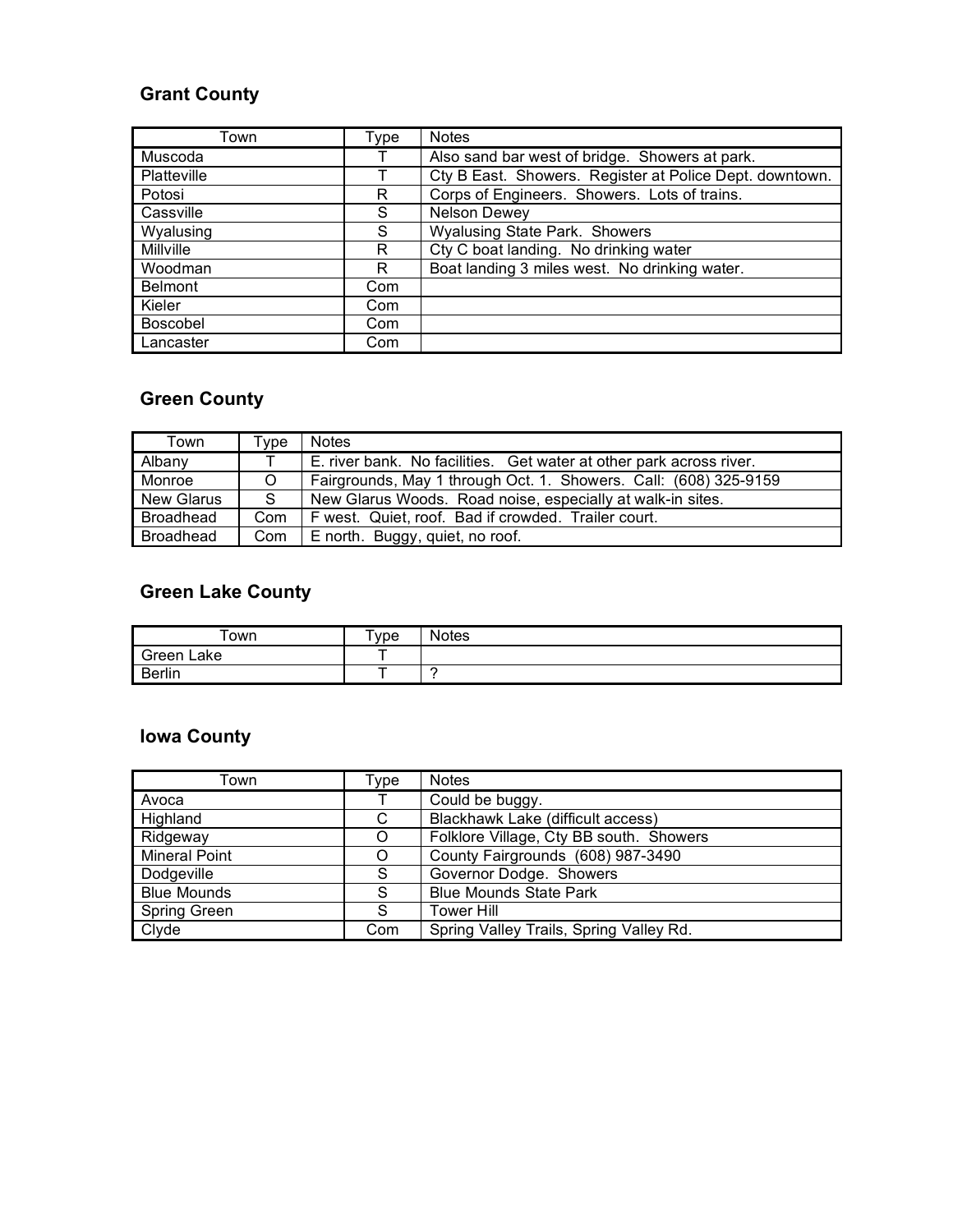## Grant County

| Town | Type | Notes |
| --- | --- | --- |
| Muscoda | T | Also sand bar west of bridge. Showers at park. |
| Platteville | T | Cty B East. Showers. Register at Police Dept. downtown. |
| Potosi | R | Corps of Engineers. Showers. Lots of trains. |
| Cassville | S | Nelson Dewey |
| Wyalusing | S | Wyalusing State Park. Showers |
| Millville | R | Cty C boat landing. No drinking water |
| Woodman | R | Boat landing 3 miles west. No drinking water. |
| Belmont | Com | |
| Kieler | Com | |
| Boscobel | Com | |
| Lancaster | Com | |

## Green County

| Town | Type | Notes |
| --- | --- | --- |
| Albany | T | E. river bank. No facilities. Get water at other park across river. |
| Monroe | O | Fairgrounds, May 1 through Oct. 1. Showers. Call: (608) 325-9159 |
| New Glarus | S | New Glarus Woods. Road noise, especially at walk-in sites. |
| Broadhead | Com | F west. Quiet, roof. Bad if crowded. Trailer court. |
| Broadhead | Com | E north. Buggy, quiet, no roof. |

## Green Lake County

| Town | Type | Notes |
| --- | --- | --- |
| Green Lake | T | |
| Berlin | T | ? |

## Iowa County

| Town | Type | Notes |
| --- | --- | --- |
| Avoca | T | Could be buggy. |
| Highland | C | Blackhawk Lake (difficult access) |
| Ridgeway | O | Folklore Village, Cty BB south. Showers |
| Mineral Point | O | County Fairgrounds (608) 987-3490 |
| Dodgeville | S | Governor Dodge. Showers |
| Blue Mounds | S | Blue Mounds State Park |
| Spring Green | S | Tower Hill |
| Clyde | Com | Spring Valley Trails, Spring Valley Rd. |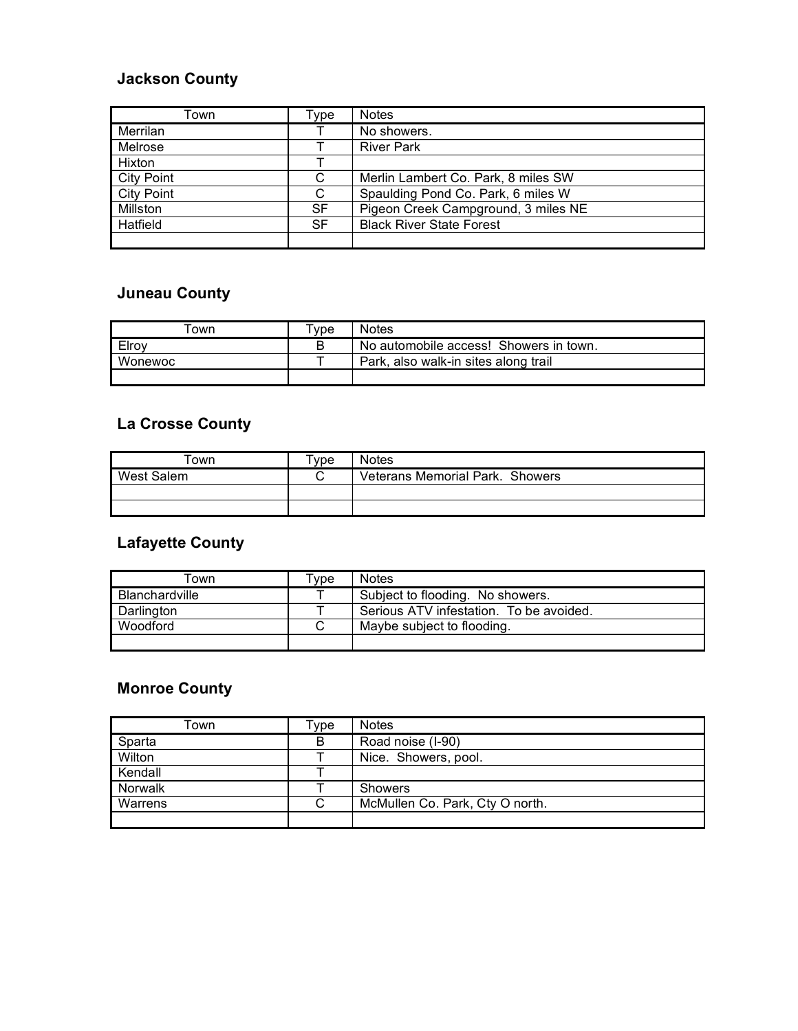### Jackson County

| Town | Type | Notes |
|---|---|---|
| Merrilan | T | No showers. |
| Melrose | T | River Park |
| Hixton | T | |
| City Point | C | Merlin Lambert Co. Park, 8 miles SW |
| City Point | C | Spaulding Pond Co. Park, 6 miles W |
| Millston | SF | Pigeon Creek Campground, 3 miles NE |
| Hatfield | SF | Black River State Forest |
| | | |

### Juneau County

| Town | Type | Notes |
|---|---|---|
| Elroy | B | No automobile access! Showers in town. |
| Wonewoc | T | Park, also walk-in sites along trail |
| | | |

### La Crosse County

| Town | Type | Notes |
|---|---|---|
| West Salem | C | Veterans Memorial Park. Showers |
| | | |
| | | |

### Lafayette County

| Town | Type | Notes |
|---|---|---|
| Blanchardville | T | Subject to flooding. No showers. |
| Darlington | T | Serious ATV infestation. To be avoided. |
| Woodford | C | Maybe subject to flooding. |
| | | |

### Monroe County

| Town | Type | Notes |
|---|---|---|
| Sparta | B | Road noise (I-90) |
| Wilton | T | Nice. Showers, pool. |
| Kendall | T | |
| Norwalk | T | Showers |
| Warrens | C | McMullen Co. Park, Cty O north. |
| | | |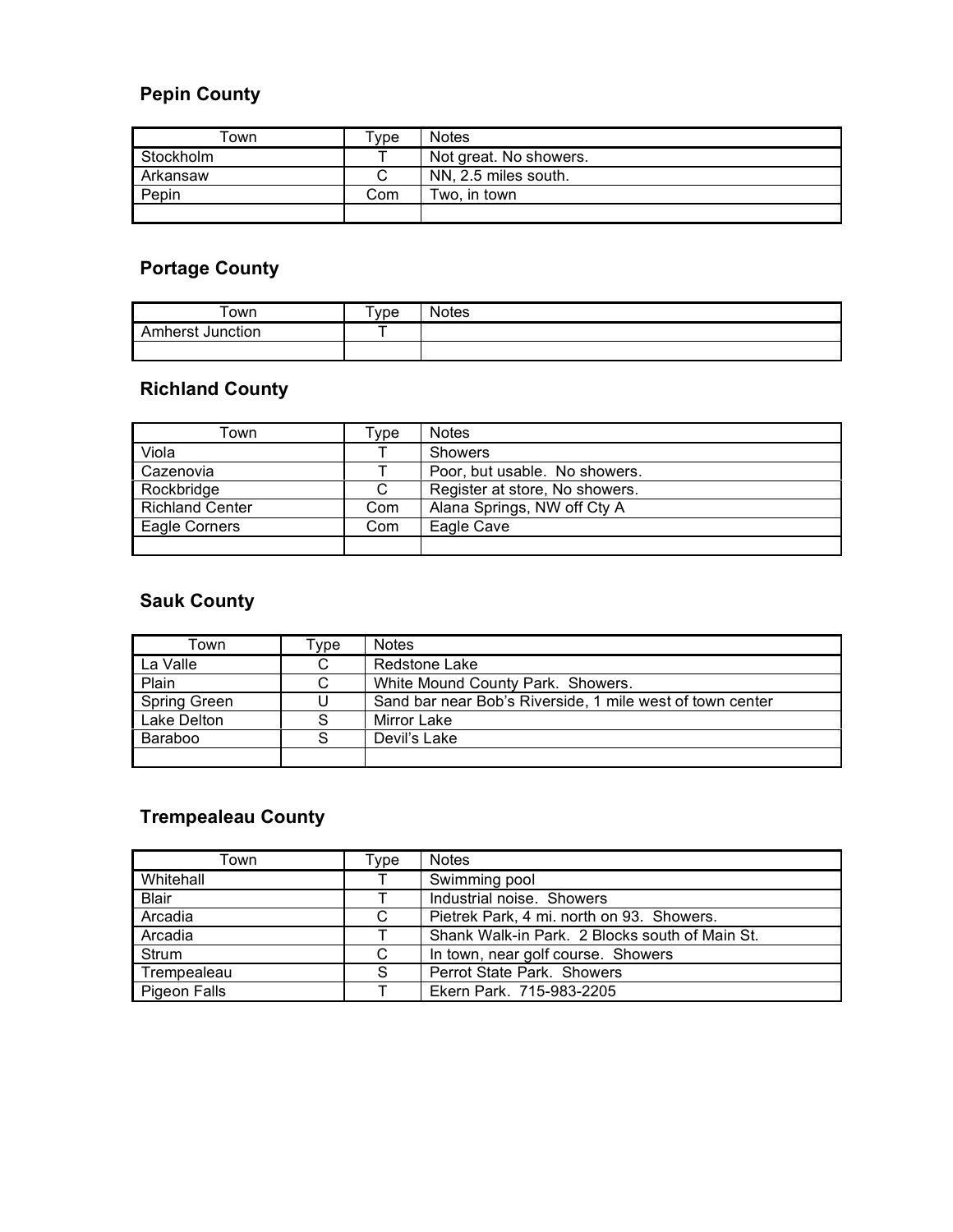### Pepin County

| Town | Type | Notes |
|---|---|---|
| Stockholm | T | Not great. No showers. |
| Arkansaw | C | NN, 2.5 miles south. |
| Pepin | Com | Two, in town |
| | | |

### Portage County

| Town | Type | Notes |
|---|---|---|
| Amherst Junction | T | |
| | | |

### Richland County

| Town | Type | Notes |
|---|---|---|
| Viola | T | Showers |
| Cazenovia | T | Poor, but usable. No showers. |
| Rockbridge | C | Register at store, No showers. |
| Richland Center | Com | Alana Springs, NW off Cty A |
| Eagle Corners | Com | Eagle Cave |
| | | |

### Sauk County

| Town | Type | Notes |
|---|---|---|
| La Valle | C | Redstone Lake |
| Plain | C | White Mound County Park. Showers. |
| Spring Green | U | Sand bar near Bob's Riverside, 1 mile west of town center |
| Lake Delton | S | Mirror Lake |
| Baraboo | S | Devil's Lake |
| | | |

### Trempealeau County

| Town | Type | Notes |
|---|---|---|
| Whitehall | T | Swimming pool |
| Blair | T | Industrial noise. Showers |
| Arcadia | C | Pietrek Park, 4 mi. north on 93. Showers. |
| Arcadia | T | Shank Walk-in Park. 2 Blocks south of Main St. |
| Strum | C | In town, near golf course. Showers |
| Trempealeau | S | Perrot State Park. Showers |
| Pigeon Falls | T | Ekern Park. 715-983-2205 |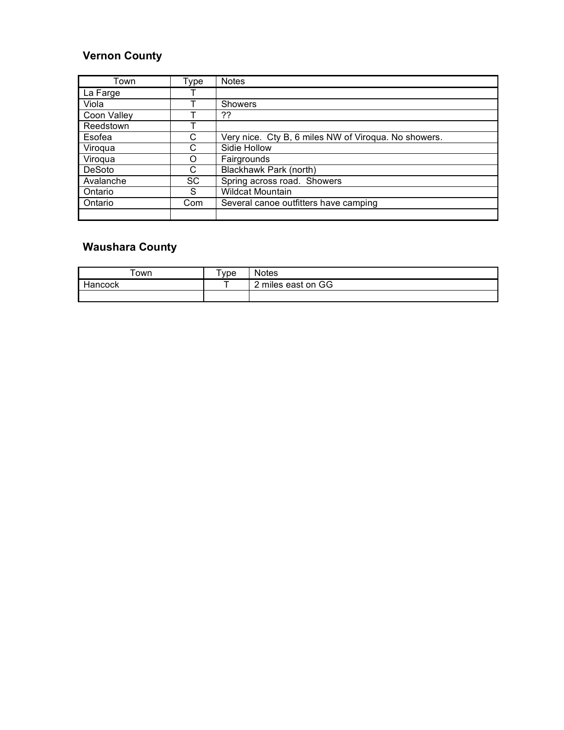## Vernon County

| Town | Type | Notes |
| --- | --- | --- |
| La Farge | T | |
| Viola | T | Showers |
| Coon Valley | T | ?? |
| Reedstown | T | |
| Esofea | C | Very nice.  Cty B, 6 miles NW of Viroqua. No showers. |
| Viroqua | C | Sidie Hollow |
| Viroqua | O | Fairgrounds |
| DeSoto | C | Blackhawk Park (north) |
| Avalanche | SC | Spring across road.  Showers |
| Ontario | S | Wildcat Mountain |
| Ontario | Com | Several canoe outfitters have camping |
| | | |

## Waushara County

| Town | Type | Notes |
| --- | --- | --- |
| Hancock | T | 2 miles east on GG |
| | | |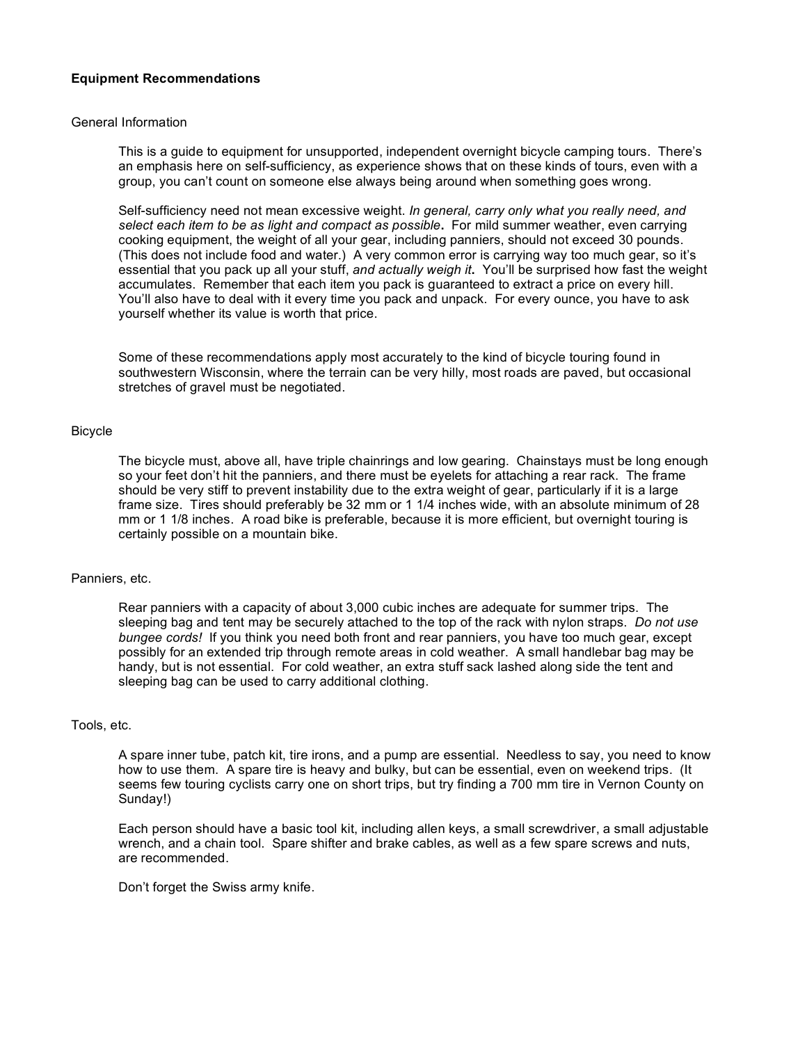## Equipment Recommendations

### General Information

This is a guide to equipment for unsupported, independent overnight bicycle camping tours. There's an emphasis here on self-sufficiency, as experience shows that on these kinds of tours, even with a group, you can't count on someone else always being around when something goes wrong.

Self-sufficiency need not mean excessive weight. *In general, carry only what you really need, and select each item to be as light and compact as possible***.** For mild summer weather, even carrying cooking equipment, the weight of all your gear, including panniers, should not exceed 30 pounds. (This does not include food and water.) A very common error is carrying way too much gear, so it's essential that you pack up all your stuff, *and actually weigh it***.** You'll be surprised how fast the weight accumulates. Remember that each item you pack is guaranteed to extract a price on every hill. You'll also have to deal with it every time you pack and unpack. For every ounce, you have to ask yourself whether its value is worth that price.

Some of these recommendations apply most accurately to the kind of bicycle touring found in southwestern Wisconsin, where the terrain can be very hilly, most roads are paved, but occasional stretches of gravel must be negotiated.

### Bicycle

The bicycle must, above all, have triple chainrings and low gearing. Chainstays must be long enough so your feet don't hit the panniers, and there must be eyelets for attaching a rear rack. The frame should be very stiff to prevent instability due to the extra weight of gear, particularly if it is a large frame size. Tires should preferably be 32 mm or 1 1/4 inches wide, with an absolute minimum of 28 mm or 1 1/8 inches. A road bike is preferable, because it is more efficient, but overnight touring is certainly possible on a mountain bike.

### Panniers, etc.

Rear panniers with a capacity of about 3,000 cubic inches are adequate for summer trips. The sleeping bag and tent may be securely attached to the top of the rack with nylon straps. *Do not use bungee cords!* If you think you need both front and rear panniers, you have too much gear, except possibly for an extended trip through remote areas in cold weather. A small handlebar bag may be handy, but is not essential. For cold weather, an extra stuff sack lashed along side the tent and sleeping bag can be used to carry additional clothing.

### Tools, etc.

A spare inner tube, patch kit, tire irons, and a pump are essential. Needless to say, you need to know how to use them. A spare tire is heavy and bulky, but can be essential, even on weekend trips. (It seems few touring cyclists carry one on short trips, but try finding a 700 mm tire in Vernon County on Sunday!)

Each person should have a basic tool kit, including allen keys, a small screwdriver, a small adjustable wrench, and a chain tool. Spare shifter and brake cables, as well as a few spare screws and nuts, are recommended.

Don't forget the Swiss army knife.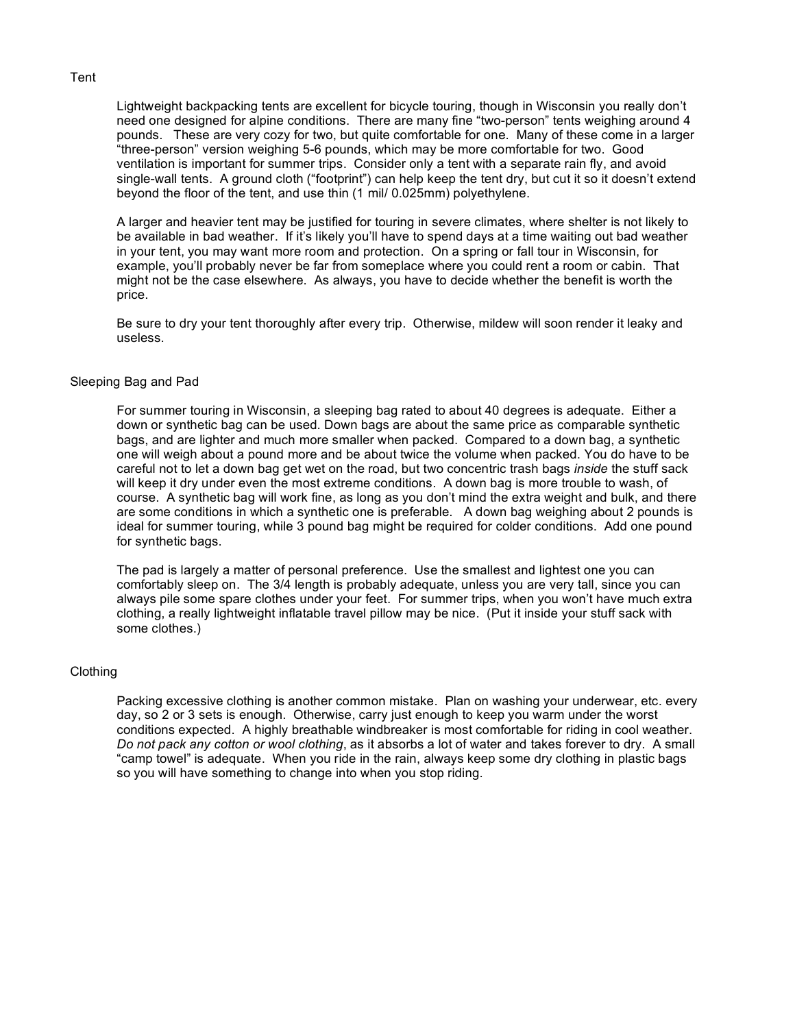## Tent

Lightweight backpacking tents are excellent for bicycle touring, though in Wisconsin you really don't need one designed for alpine conditions. There are many fine "two-person" tents weighing around 4 pounds. These are very cozy for two, but quite comfortable for one. Many of these come in a larger "three-person" version weighing 5-6 pounds, which may be more comfortable for two. Good ventilation is important for summer trips. Consider only a tent with a separate rain fly, and avoid single-wall tents. A ground cloth ("footprint") can help keep the tent dry, but cut it so it doesn't extend beyond the floor of the tent, and use thin (1 mil/ 0.025mm) polyethylene.

A larger and heavier tent may be justified for touring in severe climates, where shelter is not likely to be available in bad weather. If it's likely you'll have to spend days at a time waiting out bad weather in your tent, you may want more room and protection. On a spring or fall tour in Wisconsin, for example, you'll probably never be far from someplace where you could rent a room or cabin. That might not be the case elsewhere. As always, you have to decide whether the benefit is worth the price.

Be sure to dry your tent thoroughly after every trip. Otherwise, mildew will soon render it leaky and useless.

## Sleeping Bag and Pad

For summer touring in Wisconsin, a sleeping bag rated to about 40 degrees is adequate. Either a down or synthetic bag can be used. Down bags are about the same price as comparable synthetic bags, and are lighter and much more smaller when packed. Compared to a down bag, a synthetic one will weigh about a pound more and be about twice the volume when packed. You do have to be careful not to let a down bag get wet on the road, but two concentric trash bags *inside* the stuff sack will keep it dry under even the most extreme conditions. A down bag is more trouble to wash, of course. A synthetic bag will work fine, as long as you don't mind the extra weight and bulk, and there are some conditions in which a synthetic one is preferable. A down bag weighing about 2 pounds is ideal for summer touring, while 3 pound bag might be required for colder conditions. Add one pound for synthetic bags.

The pad is largely a matter of personal preference. Use the smallest and lightest one you can comfortably sleep on. The 3/4 length is probably adequate, unless you are very tall, since you can always pile some spare clothes under your feet. For summer trips, when you won't have much extra clothing, a really lightweight inflatable travel pillow may be nice. (Put it inside your stuff sack with some clothes.)

## Clothing

Packing excessive clothing is another common mistake. Plan on washing your underwear, etc. every day, so 2 or 3 sets is enough. Otherwise, carry just enough to keep you warm under the worst conditions expected. A highly breathable windbreaker is most comfortable for riding in cool weather. *Do not pack any cotton or wool clothing*, as it absorbs a lot of water and takes forever to dry. A small "camp towel" is adequate. When you ride in the rain, always keep some dry clothing in plastic bags so you will have something to change into when you stop riding.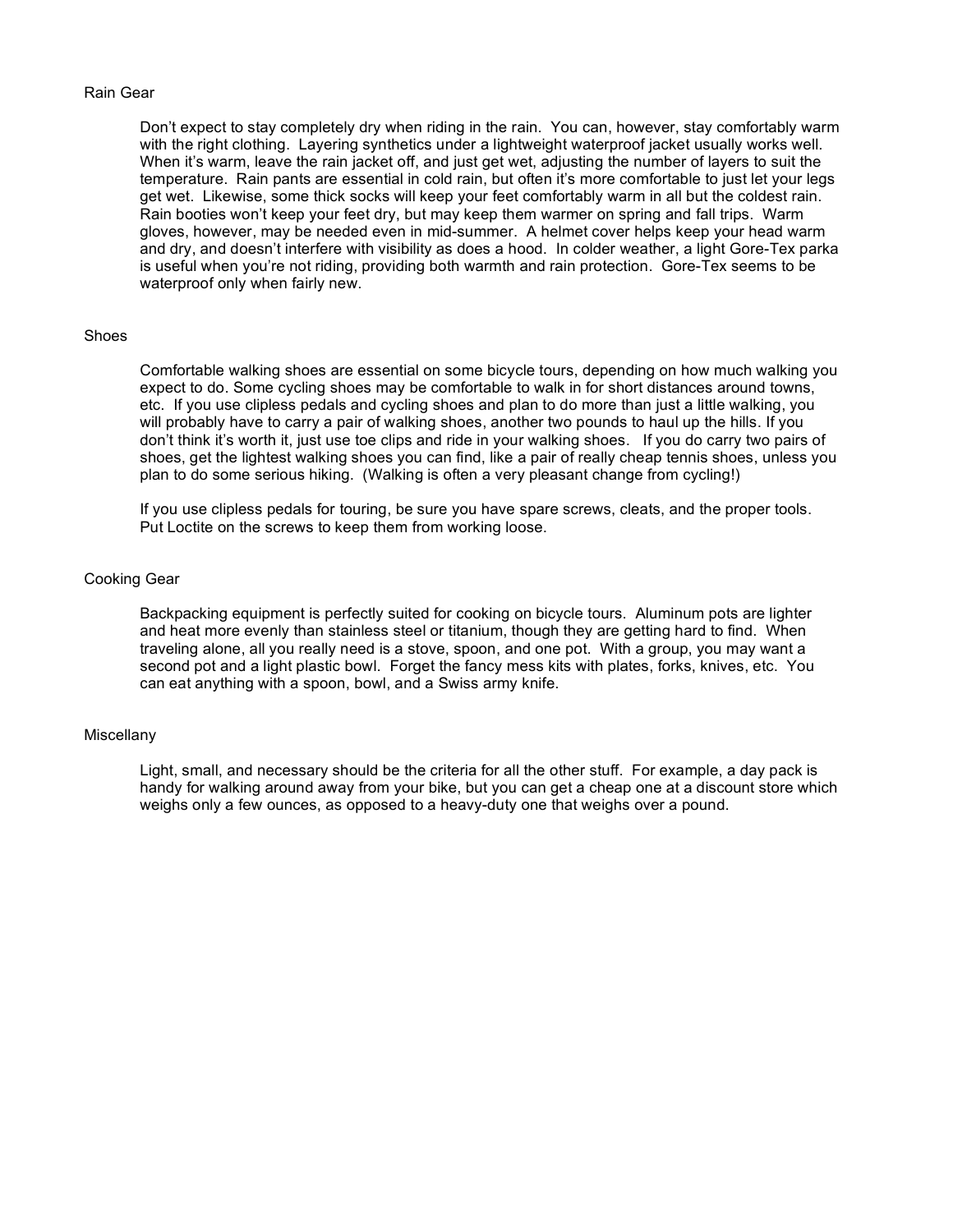## Rain Gear

Don't expect to stay completely dry when riding in the rain. You can, however, stay comfortably warm with the right clothing. Layering synthetics under a lightweight waterproof jacket usually works well. When it's warm, leave the rain jacket off, and just get wet, adjusting the number of layers to suit the temperature. Rain pants are essential in cold rain, but often it's more comfortable to just let your legs get wet. Likewise, some thick socks will keep your feet comfortably warm in all but the coldest rain. Rain booties won't keep your feet dry, but may keep them warmer on spring and fall trips. Warm gloves, however, may be needed even in mid-summer. A helmet cover helps keep your head warm and dry, and doesn't interfere with visibility as does a hood. In colder weather, a light Gore-Tex parka is useful when you're not riding, providing both warmth and rain protection. Gore-Tex seems to be waterproof only when fairly new.

## Shoes

Comfortable walking shoes are essential on some bicycle tours, depending on how much walking you expect to do. Some cycling shoes may be comfortable to walk in for short distances around towns, etc. If you use clipless pedals and cycling shoes and plan to do more than just a little walking, you will probably have to carry a pair of walking shoes, another two pounds to haul up the hills. If you don't think it's worth it, just use toe clips and ride in your walking shoes. If you do carry two pairs of shoes, get the lightest walking shoes you can find, like a pair of really cheap tennis shoes, unless you plan to do some serious hiking. (Walking is often a very pleasant change from cycling!)

If you use clipless pedals for touring, be sure you have spare screws, cleats, and the proper tools. Put Loctite on the screws to keep them from working loose.

## Cooking Gear

Backpacking equipment is perfectly suited for cooking on bicycle tours. Aluminum pots are lighter and heat more evenly than stainless steel or titanium, though they are getting hard to find. When traveling alone, all you really need is a stove, spoon, and one pot. With a group, you may want a second pot and a light plastic bowl. Forget the fancy mess kits with plates, forks, knives, etc. You can eat anything with a spoon, bowl, and a Swiss army knife.

## Miscellany

Light, small, and necessary should be the criteria for all the other stuff. For example, a day pack is handy for walking around away from your bike, but you can get a cheap one at a discount store which weighs only a few ounces, as opposed to a heavy-duty one that weighs over a pound.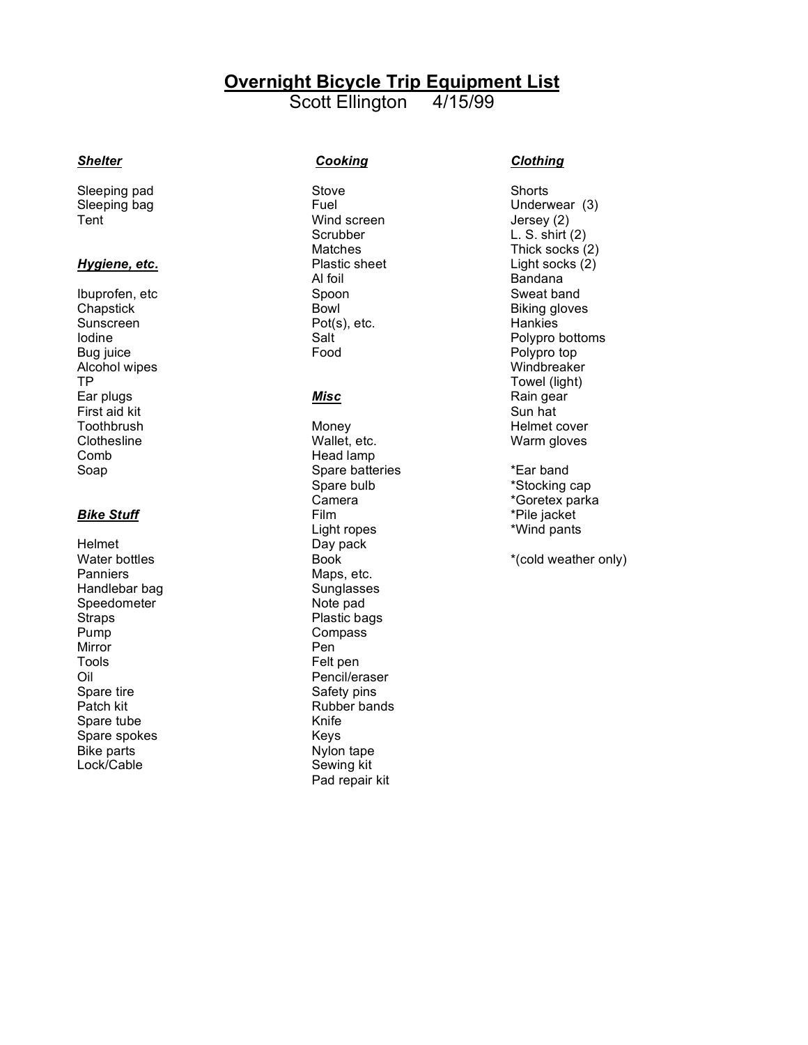# Overnight Bicycle Trip Equipment List

Scott Ellington 4/15/99

***Shelter***

Sleeping pad
Sleeping bag
Tent

***Hygiene, etc.***

Ibuprofen, etc
Chapstick
Sunscreen
Iodine
Bug juice
Alcohol wipes
TP
Ear plugs
First aid kit
Toothbrush
Clothesline
Comb
Soap

***Bike Stuff***

Helmet
Water bottles
Panniers
Handlebar bag
Speedometer
Straps
Pump
Mirror
Tools
Oil
Spare tire
Patch kit
Spare tube
Spare spokes
Bike parts
Lock/Cable

***Cooking***

Stove
Fuel
Wind screen
Scrubber
Matches
Plastic sheet
Al foil
Spoon
Bowl
Pot(s), etc.
Salt
Food

***Misc***

Money
Wallet, etc.
Head lamp
Spare batteries
Spare bulb
Camera
Film
Light ropes
Day pack
Book
Maps, etc.
Sunglasses
Note pad
Plastic bags
Compass
Pen
Felt pen
Pencil/eraser
Safety pins
Rubber bands
Knife
Keys
Nylon tape
Sewing kit
Pad repair kit

***Clothing***

Shorts
Underwear (3)
Jersey (2)
L. S. shirt (2)
Thick socks (2)
Light socks (2)
Bandana
Sweat band
Biking gloves
Hankies
Polypro bottoms
Polypro top
Windbreaker
Towel (light)
Rain gear
Sun hat
Helmet cover
Warm gloves

*Ear band
*Stocking cap
*Goretex parka
*Pile jacket
*Wind pants

*(cold weather only)